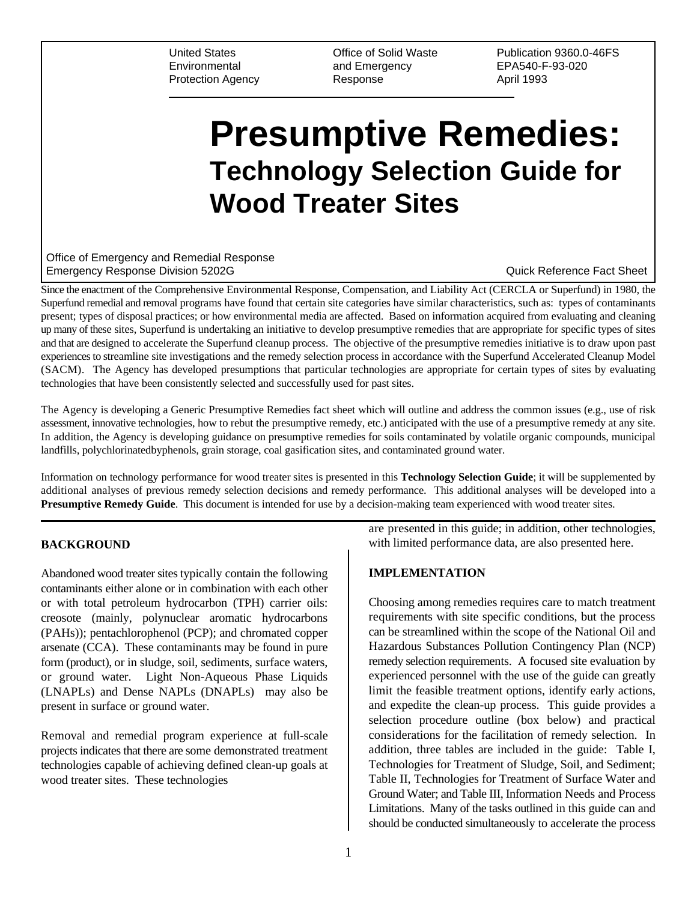United States Environmental Protection Agency

Office of Solid Waste and Emergency Response

Publication 9360.0-46FS
EPA540-F-93-020
April 1993

# Presumptive Remedies:
## Technology Selection Guide for Wood Treater Sites

Office of Emergency and Remedial Response
Emergency Response Division 5202G

Quick Reference Fact Sheet

Since the enactment of the Comprehensive Environmental Response, Compensation, and Liability Act (CERCLA or Superfund) in 1980, the Superfund remedial and removal programs have found that certain site categories have similar characteristics, such as: types of contaminants present; types of disposal practices; or how environmental media are affected. Based on information acquired from evaluating and cleaning up many of these sites, Superfund is undertaking an initiative to develop presumptive remedies that are appropriate for specific types of sites and that are designed to accelerate the Superfund cleanup process. The objective of the presumptive remedies initiative is to draw upon past experiences to streamline site investigations and the remedy selection process in accordance with the Superfund Accelerated Cleanup Model (SACM). The Agency has developed presumptions that particular technologies are appropriate for certain types of sites by evaluating technologies that have been consistently selected and successfully used for past sites.

The Agency is developing a Generic Presumptive Remedies fact sheet which will outline and address the common issues (e.g., use of risk assessment, innovative technologies, how to rebut the presumptive remedy, etc.) anticipated with the use of a presumptive remedy at any site. In addition, the Agency is developing guidance on presumptive remedies for soils contaminated by volatile organic compounds, municipal landfills, polychlorinatedbyphenols, grain storage, coal gasification sites, and contaminated ground water.

Information on technology performance for wood treater sites is presented in this **Technology Selection Guide**; it will be supplemented by additional analyses of previous remedy selection decisions and remedy performance. This additional analyses will be developed into a **Presumptive Remedy Guide**. This document is intended for use by a decision-making team experienced with wood treater sites.

### BACKGROUND

Abandoned wood treater sites typically contain the following contaminants either alone or in combination with each other or with total petroleum hydrocarbon (TPH) carrier oils: creosote (mainly, polynuclear aromatic hydrocarbons (PAHs)); pentachlorophenol (PCP); and chromated copper arsenate (CCA). These contaminants may be found in pure form (product), or in sludge, soil, sediments, surface waters, or ground water. Light Non-Aqueous Phase Liquids (LNAPLs) and Dense NAPLs (DNAPLs) may also be present in surface or ground water.

Removal and remedial program experience at full-scale projects indicates that there are some demonstrated treatment technologies capable of achieving defined clean-up goals at wood treater sites. These technologies are presented in this guide; in addition, other technologies, with limited performance data, are also presented here.

### IMPLEMENTATION

Choosing among remedies requires care to match treatment requirements with site specific conditions, but the process can be streamlined within the scope of the National Oil and Hazardous Substances Pollution Contingency Plan (NCP) remedy selection requirements. A focused site evaluation by experienced personnel with the use of the guide can greatly limit the feasible treatment options, identify early actions, and expedite the clean-up process. This guide provides a selection procedure outline (box below) and practical considerations for the facilitation of remedy selection. In addition, three tables are included in the guide: Table I, Technologies for Treatment of Sludge, Soil, and Sediment; Table II, Technologies for Treatment of Surface Water and Ground Water; and Table III, Information Needs and Process Limitations. Many of the tasks outlined in this guide can and should be conducted simultaneously to accelerate the process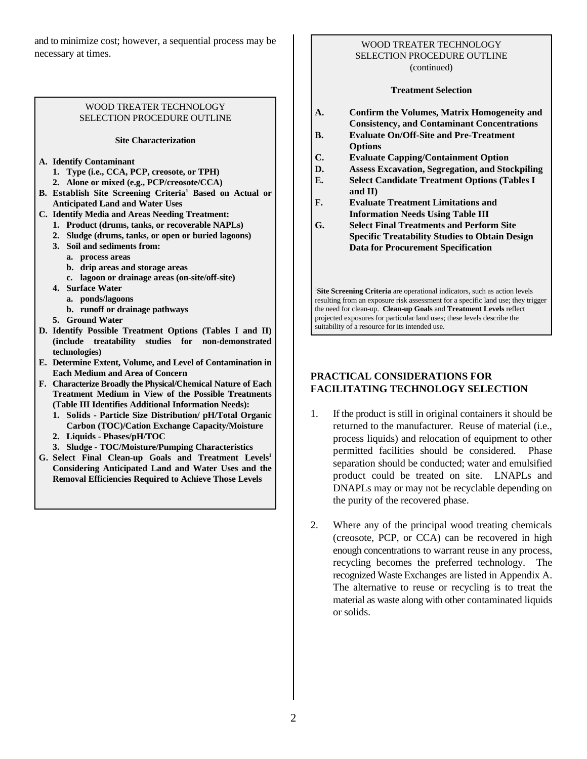and to minimize cost; however, a sequential process may be necessary at times.

WOOD TREATER TECHNOLOGY SELECTION PROCEDURE OUTLINE

**Site Characterization**

**A. Identify Contaminant**
   1. **Type (i.e., CCA, PCP, creosote, or TPH)**
   2. **Alone or mixed (e.g., PCP/creosote/CCA)**

**B. Establish Site Screening Criteria[1] Based on Actual or Anticipated Land and Water Uses**

**C. Identify Media and Areas Needing Treatment:**
   1. **Product (drums, tanks, or recoverable NAPLs)**
   2. **Sludge (drums, tanks, or open or buried lagoons)**
   3. **Soil and sediments from:**
      a. **process areas**
      b. **drip areas and storage areas**
      c. **lagoon or drainage areas (on-site/off-site)**
   4. **Surface Water**
      a. **ponds/lagoons**
      b. **runoff or drainage pathways**
   5. **Ground Water**

**D. Identify Possible Treatment Options (Tables I and II) (include treatability studies for non-demonstrated technologies)**

**E. Determine Extent, Volume, and Level of Contamination in Each Medium and Area of Concern**

**F. Characterize Broadly the Physical/Chemical Nature of Each Treatment Medium in View of the Possible Treatments (Table III Identifies Additional Information Needs):**
   1. **Solids - Particle Size Distribution/ pH/Total Organic Carbon (TOC)/Cation Exchange Capacity/Moisture**
   2. **Liquids - Phases/pH/TOC**
   3. **Sludge - TOC/Moisture/Pumping Characteristics**

**G. Select Final Clean-up Goals and Treatment Levels[1] Considering Anticipated Land and Water Uses and the Removal Efficiencies Required to Achieve Those Levels**

WOOD TREATER TECHNOLOGY SELECTION PROCEDURE OUTLINE (continued)

**Treatment Selection**

**A. Confirm the Volumes, Matrix Homogeneity and Consistency, and Contaminant Concentrations**

**B. Evaluate On/Off-Site and Pre-Treatment Options**

**C. Evaluate Capping/Containment Option**

**D. Assess Excavation, Segregation, and Stockpiling**

**E. Select Candidate Treatment Options (Tables I and II)**

**F. Evaluate Treatment Limitations and Information Needs Using Table III**

**G. Select Final Treatments and Perform Site Specific Treatability Studies to Obtain Design Data for Procurement Specification**

[1]**Site Screening Criteria** are operational indicators, such as action levels resulting from an exposure risk assessment for a specific land use; they trigger the need for clean-up. **Clean-up Goals** and **Treatment Levels** reflect projected exposures for particular land uses; these levels describe the suitability of a resource for its intended use.

## PRACTICAL CONSIDERATIONS FOR FACILITATING TECHNOLOGY SELECTION

1. If the product is still in original containers it should be returned to the manufacturer. Reuse of material (i.e., process liquids) and relocation of equipment to other permitted facilities should be considered. Phase separation should be conducted; water and emulsified product could be treated on site. LNAPLs and DNAPLs may or may not be recyclable depending on the purity of the recovered phase.

2. Where any of the principal wood treating chemicals (creosote, PCP, or CCA) can be recovered in high enough concentrations to warrant reuse in any process, recycling becomes the preferred technology. The recognized Waste Exchanges are listed in Appendix A. The alternative to reuse or recycling is to treat the material as waste along with other contaminated liquids or solids.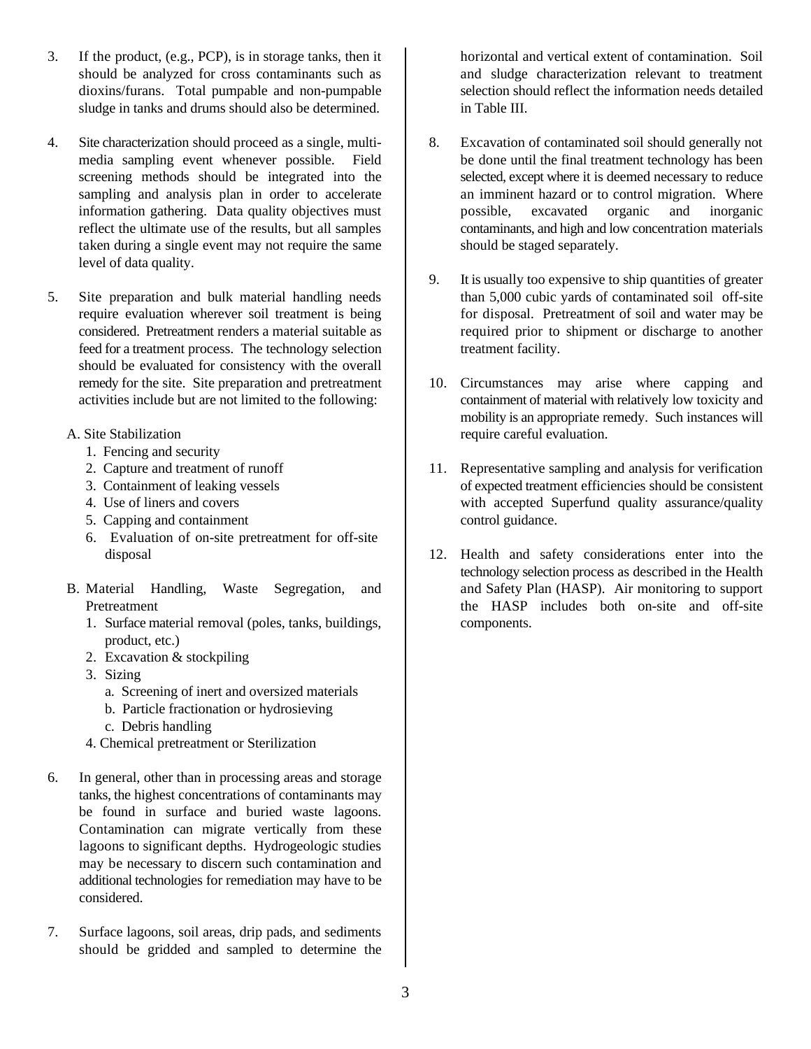3. If the product, (e.g., PCP), is in storage tanks, then it should be analyzed for cross contaminants such as dioxins/furans. Total pumpable and non-pumpable sludge in tanks and drums should also be determined.

4. Site characterization should proceed as a single, multi-media sampling event whenever possible. Field screening methods should be integrated into the sampling and analysis plan in order to accelerate information gathering. Data quality objectives must reflect the ultimate use of the results, but all samples taken during a single event may not require the same level of data quality.

5. Site preparation and bulk material handling needs require evaluation wherever soil treatment is being considered. Pretreatment renders a material suitable as feed for a treatment process. The technology selection should be evaluated for consistency with the overall remedy for the site. Site preparation and pretreatment activities include but are not limited to the following:

   A. Site Stabilization
      1. Fencing and security
      2. Capture and treatment of runoff
      3. Containment of leaking vessels
      4. Use of liners and covers
      5. Capping and containment
      6. Evaluation of on-site pretreatment for off-site disposal

   B. Material Handling, Waste Segregation, and Pretreatment
      1. Surface material removal (poles, tanks, buildings, product, etc.)
      2. Excavation & stockpiling
      3. Sizing
         a. Screening of inert and oversized materials
         b. Particle fractionation or hydrosieving
         c. Debris handling
      4. Chemical pretreatment or Sterilization

6. In general, other than in processing areas and storage tanks, the highest concentrations of contaminants may be found in surface and buried waste lagoons. Contamination can migrate vertically from these lagoons to significant depths. Hydrogeologic studies may be necessary to discern such contamination and additional technologies for remediation may have to be considered.

7. Surface lagoons, soil areas, drip pads, and sediments should be gridded and sampled to determine the horizontal and vertical extent of contamination. Soil and sludge characterization relevant to treatment selection should reflect the information needs detailed in Table III.

8. Excavation of contaminated soil should generally not be done until the final treatment technology has been selected, except where it is deemed necessary to reduce an imminent hazard or to control migration. Where possible, excavated organic and inorganic contaminants, and high and low concentration materials should be staged separately.

9. It is usually too expensive to ship quantities of greater than 5,000 cubic yards of contaminated soil off-site for disposal. Pretreatment of soil and water may be required prior to shipment or discharge to another treatment facility.

10. Circumstances may arise where capping and containment of material with relatively low toxicity and mobility is an appropriate remedy. Such instances will require careful evaluation.

11. Representative sampling and analysis for verification of expected treatment efficiencies should be consistent with accepted Superfund quality assurance/quality control guidance.

12. Health and safety considerations enter into the technology selection process as described in the Health and Safety Plan (HASP). Air monitoring to support the HASP includes both on-site and off-site components.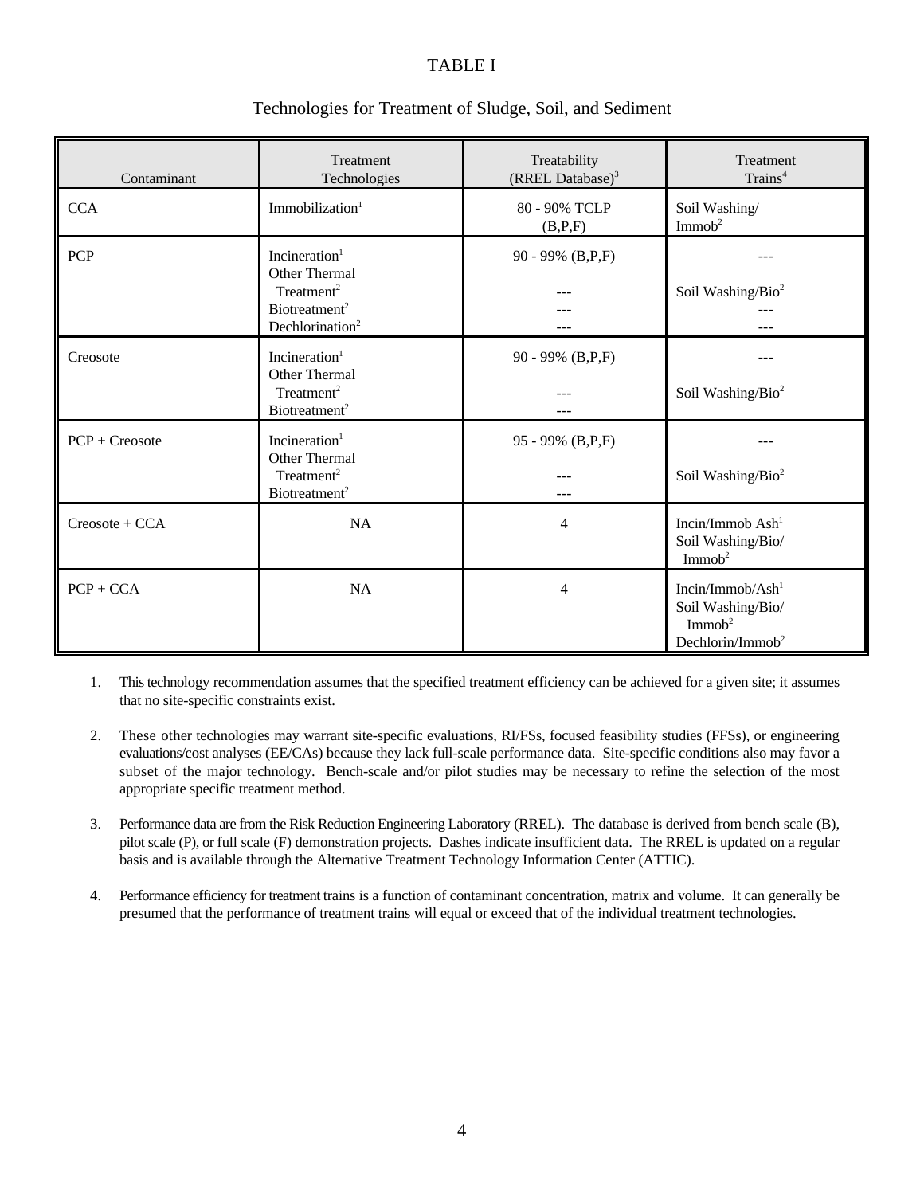# TABLE I

## Technologies for Treatment of Sludge, Soil, and Sediment

| Contaminant | Treatment Technologies | Treatability (RREL Database)[3] | Treatment Trains[4] |
|---|---|---|---|
| CCA | Immobilization[1] | 80 - 90% TCLP (B,P,F) | Soil Washing/ Immob[2] |
| PCP | Incineration[1]<br>Other Thermal Treatment[2]<br>Biotreatment[2]<br>Dechlorination[2] | 90 - 99% (B,P,F)<br>---<br>---<br>--- | ---<br>Soil Washing/Bio[2]<br>---<br>--- |
| Creosote | Incineration[1]<br>Other Thermal Treatment[2]<br>Biotreatment[2] | 90 - 99% (B,P,F)<br>---<br>--- | ---<br>Soil Washing/Bio[2] |
| PCP + Creosote | Incineration[1]<br>Other Thermal Treatment[2]<br>Biotreatment[2] | 95 - 99% (B,P,F)<br>---<br>--- | ---<br>Soil Washing/Bio[2] |
| Creosote + CCA | NA | 4 | Incin/Immob Ash[1]<br>Soil Washing/Bio/ Immob[2] |
| PCP + CCA | NA | 4 | Incin/Immob/Ash[1]<br>Soil Washing/Bio/ Immob[2]<br>Dechlorin/Immob[2] |

1. This technology recommendation assumes that the specified treatment efficiency can be achieved for a given site; it assumes that no site-specific constraints exist.

2. These other technologies may warrant site-specific evaluations, RI/FSs, focused feasibility studies (FFSs), or engineering evaluations/cost analyses (EE/CAs) because they lack full-scale performance data. Site-specific conditions also may favor a subset of the major technology. Bench-scale and/or pilot studies may be necessary to refine the selection of the most appropriate specific treatment method.

3. Performance data are from the Risk Reduction Engineering Laboratory (RREL). The database is derived from bench scale (B), pilot scale (P), or full scale (F) demonstration projects. Dashes indicate insufficient data. The RREL is updated on a regular basis and is available through the Alternative Treatment Technology Information Center (ATTIC).

4. Performance efficiency for treatment trains is a function of contaminant concentration, matrix and volume. It can generally be presumed that the performance of treatment trains will equal or exceed that of the individual treatment technologies.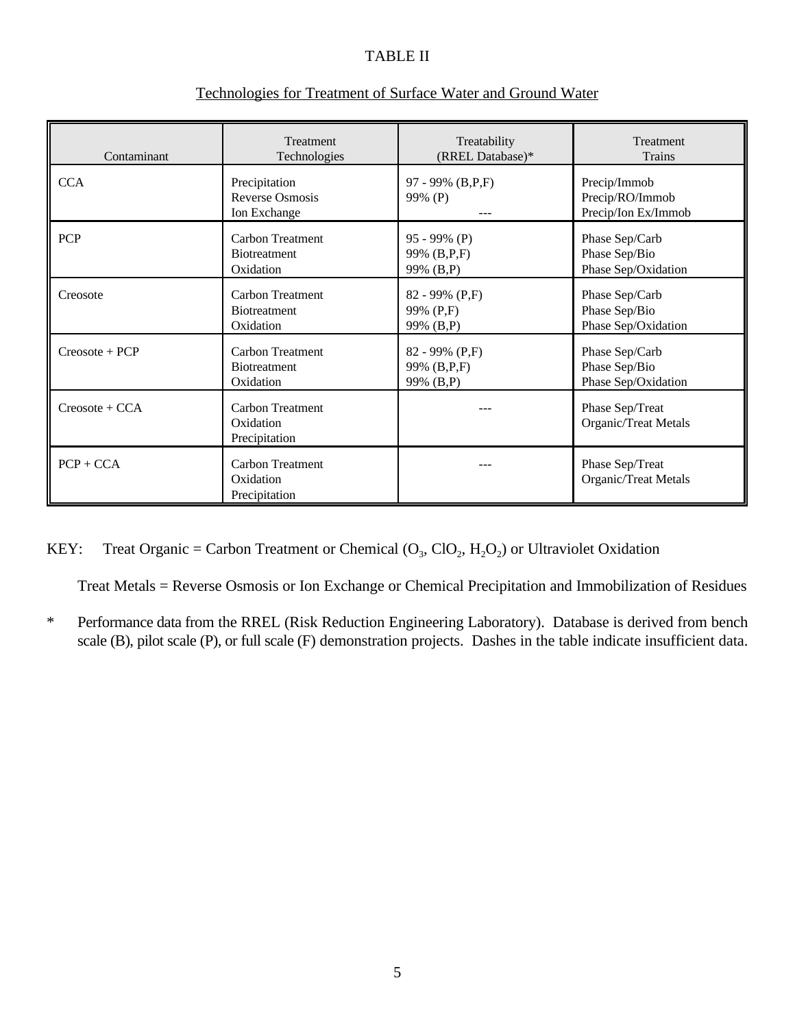TABLE II

Technologies for Treatment of Surface Water and Ground Water

| Contaminant | Treatment Technologies | Treatability (RREL Database)* | Treatment Trains |
|---|---|---|---|
| CCA | Precipitation<br>Reverse Osmosis<br>Ion Exchange | 97 - 99% (B,P,F)<br>99% (P)<br>--- | Precip/Immob<br>Precip/RO/Immob<br>Precip/Ion Ex/Immob |
| PCP | Carbon Treatment<br>Biotreatment<br>Oxidation | 95 - 99% (P)<br>99% (B,P,F)<br>99% (B,P) | Phase Sep/Carb<br>Phase Sep/Bio<br>Phase Sep/Oxidation |
| Creosote | Carbon Treatment<br>Biotreatment<br>Oxidation | 82 - 99% (P,F)<br>99% (P,F)<br>99% (B,P) | Phase Sep/Carb<br>Phase Sep/Bio<br>Phase Sep/Oxidation |
| Creosote + PCP | Carbon Treatment<br>Biotreatment<br>Oxidation | 82 - 99% (P,F)<br>99% (B,P,F)<br>99% (B,P) | Phase Sep/Carb<br>Phase Sep/Bio<br>Phase Sep/Oxidation |
| Creosote + CCA | Carbon Treatment<br>Oxidation<br>Precipitation | --- | Phase Sep/Treat<br>Organic/Treat Metals |
| PCP + CCA | Carbon Treatment<br>Oxidation<br>Precipitation | --- | Phase Sep/Treat<br>Organic/Treat Metals |

KEY: Treat Organic = Carbon Treatment or Chemical ($O_3$, $ClO_2$, $H_2O_2$) or Ultraviolet Oxidation

Treat Metals = Reverse Osmosis or Ion Exchange or Chemical Precipitation and Immobilization of Residues

\* Performance data from the RREL (Risk Reduction Engineering Laboratory). Database is derived from bench scale (B), pilot scale (P), or full scale (F) demonstration projects. Dashes in the table indicate insufficient data.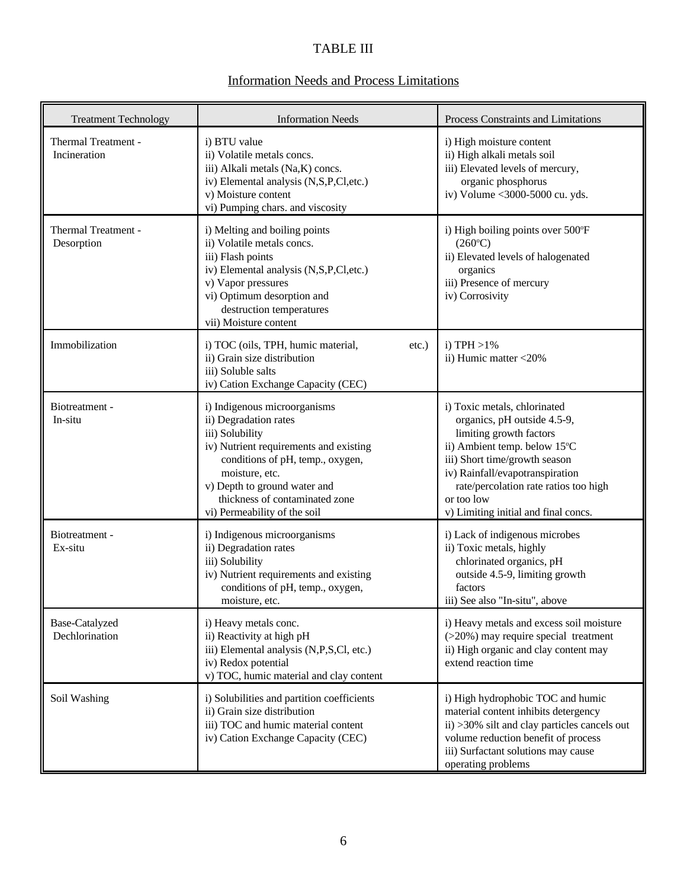# TABLE III

## Information Needs and Process Limitations

| Treatment Technology | Information Needs | Process Constraints and Limitations |
|---|---|---|
| Thermal Treatment - Incineration | i) BTU value<br>ii) Volatile metals concs.<br>iii) Alkali metals (Na,K) concs.<br>iv) Elemental analysis (N,S,P,Cl,etc.)<br>v) Moisture content<br>vi) Pumping chars. and viscosity | i) High moisture content<br>ii) High alkali metals soil<br>iii) Elevated levels of mercury, organic phosphorus<br>iv) Volume <3000-5000 cu. yds. |
| Thermal Treatment - Desorption | i) Melting and boiling points<br>ii) Volatile metals concs.<br>iii) Flash points<br>iv) Elemental analysis (N,S,P,Cl,etc.)<br>v) Vapor pressures<br>vi) Optimum desorption and destruction temperatures<br>vii) Moisture content | i) High boiling points over 500ºF (260ºC)<br>ii) Elevated levels of halogenated organics<br>iii) Presence of mercury<br>iv) Corrosivity |
| Immobilization | i) TOC (oils, TPH, humic material, etc.)<br>ii) Grain size distribution<br>iii) Soluble salts<br>iv) Cation Exchange Capacity (CEC) | i) TPH >1%<br>ii) Humic matter <20% |
| Biotreatment - In-situ | i) Indigenous microorganisms<br>ii) Degradation rates<br>iii) Solubility<br>iv) Nutrient requirements and existing conditions of pH, temp., oxygen, moisture, etc.<br>v) Depth to ground water and thickness of contaminated zone<br>vi) Permeability of the soil | i) Toxic metals, chlorinated organics, pH outside 4.5-9, limiting growth factors<br>ii) Ambient temp. below 15ºC<br>iii) Short time/growth season<br>iv) Rainfall/evapotranspiration rate/percolation rate ratios too high or too low<br>v) Limiting initial and final concs. |
| Biotreatment - Ex-situ | i) Indigenous microorganisms<br>ii) Degradation rates<br>iii) Solubility<br>iv) Nutrient requirements and existing conditions of pH, temp., oxygen, moisture, etc. | i) Lack of indigenous microbes<br>ii) Toxic metals, highly chlorinated organics, pH outside 4.5-9, limiting growth factors<br>iii) See also "In-situ", above |
| Base-Catalyzed Dechlorination | i) Heavy metals conc.<br>ii) Reactivity at high pH<br>iii) Elemental analysis (N,P,S,Cl, etc.)<br>iv) Redox potential<br>v) TOC, humic material and clay content | i) Heavy metals and excess soil moisture (>20%) may require special treatment<br>ii) High organic and clay content may extend reaction time |
| Soil Washing | i) Solubilities and partition coefficients<br>ii) Grain size distribution<br>iii) TOC and humic material content<br>iv) Cation Exchange Capacity (CEC) | i) High hydrophobic TOC and humic material content inhibits detergency<br>ii) >30% silt and clay particles cancels out volume reduction benefit of process<br>iii) Surfactant solutions may cause operating problems |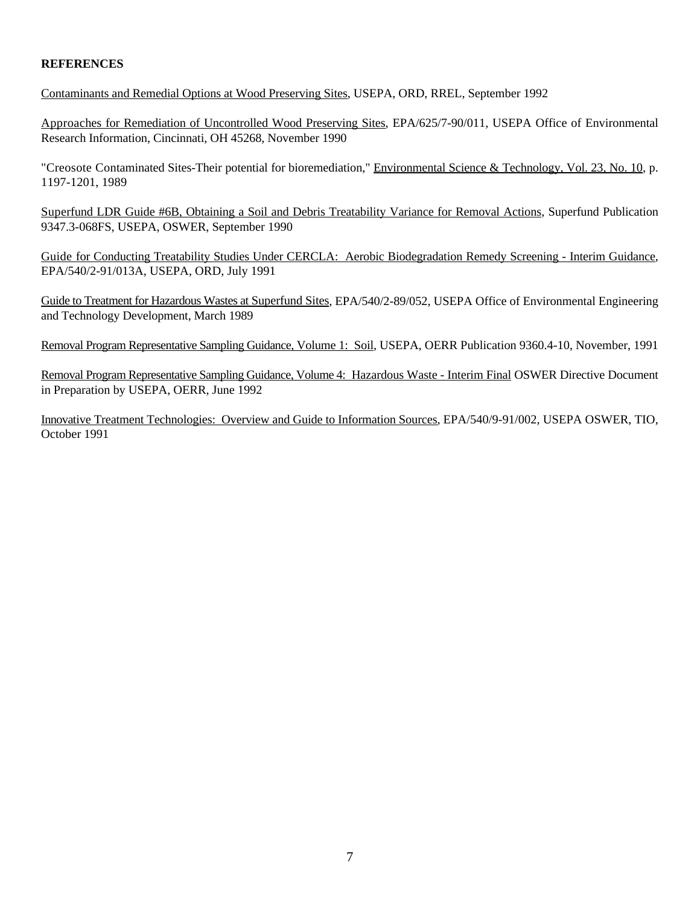**REFERENCES**

<u>Contaminants and Remedial Options at Wood Preserving Sites</u>, USEPA, ORD, RREL, September 1992

<u>Approaches for Remediation of Uncontrolled Wood Preserving Sites</u>, EPA/625/7-90/011, USEPA Office of Environmental Research Information, Cincinnati, OH 45268, November 1990

"Creosote Contaminated Sites-Their potential for bioremediation," <u>Environmental Science & Technology, Vol. 23, No. 10</u>, p. 1197-1201, 1989

<u>Superfund LDR Guide #6B, Obtaining a Soil and Debris Treatability Variance for Removal Actions</u>, Superfund Publication 9347.3-068FS, USEPA, OSWER, September 1990

<u>Guide for Conducting Treatability Studies Under CERCLA: Aerobic Biodegradation Remedy Screening - Interim Guidance</u>, EPA/540/2-91/013A, USEPA, ORD, July 1991

<u>Guide to Treatment for Hazardous Wastes at Superfund Sites</u>, EPA/540/2-89/052, USEPA Office of Environmental Engineering and Technology Development, March 1989

<u>Removal Program Representative Sampling Guidance, Volume 1: Soil</u>, USEPA, OERR Publication 9360.4-10, November, 1991

<u>Removal Program Representative Sampling Guidance, Volume 4: Hazardous Waste - Interim Final</u> OSWER Directive Document in Preparation by USEPA, OERR, June 1992

<u>Innovative Treatment Technologies: Overview and Guide to Information Sources</u>, EPA/540/9-91/002, USEPA OSWER, TIO, October 1991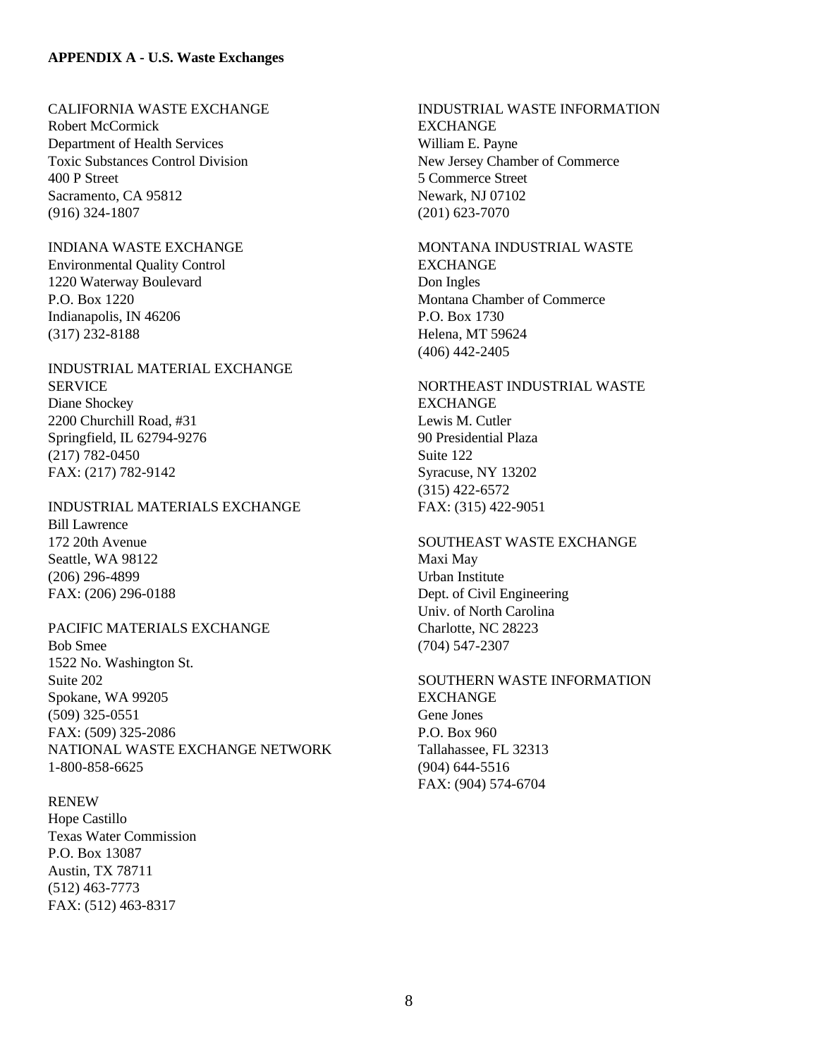**APPENDIX A - U.S. Waste Exchanges**

CALIFORNIA WASTE EXCHANGE
Robert McCormick
Department of Health Services
Toxic Substances Control Division
400 P Street
Sacramento, CA 95812
(916) 324-1807

INDIANA WASTE EXCHANGE
Environmental Quality Control
1220 Waterway Boulevard
P.O. Box 1220
Indianapolis, IN 46206
(317) 232-8188

INDUSTRIAL MATERIAL EXCHANGE SERVICE
Diane Shockey
2200 Churchill Road, #31
Springfield, IL 62794-9276
(217) 782-0450
FAX: (217) 782-9142

INDUSTRIAL MATERIALS EXCHANGE
Bill Lawrence
172 20th Avenue
Seattle, WA 98122
(206) 296-4899
FAX: (206) 296-0188

PACIFIC MATERIALS EXCHANGE
Bob Smee
1522 No. Washington St.
Suite 202
Spokane, WA 99205
(509) 325-0551
FAX: (509) 325-2086

NATIONAL WASTE EXCHANGE NETWORK
1-800-858-6625

RENEW
Hope Castillo
Texas Water Commission
P.O. Box 13087
Austin, TX 78711
(512) 463-7773
FAX: (512) 463-8317

INDUSTRIAL WASTE INFORMATION EXCHANGE
William E. Payne
New Jersey Chamber of Commerce
5 Commerce Street
Newark, NJ 07102
(201) 623-7070

MONTANA INDUSTRIAL WASTE EXCHANGE
Don Ingles
Montana Chamber of Commerce
P.O. Box 1730
Helena, MT 59624
(406) 442-2405

NORTHEAST INDUSTRIAL WASTE EXCHANGE
Lewis M. Cutler
90 Presidential Plaza
Suite 122
Syracuse, NY 13202
(315) 422-6572
FAX: (315) 422-9051

SOUTHEAST WASTE EXCHANGE
Maxi May
Urban Institute
Dept. of Civil Engineering
Univ. of North Carolina
Charlotte, NC 28223
(704) 547-2307

SOUTHERN WASTE INFORMATION EXCHANGE
Gene Jones
P.O. Box 960
Tallahassee, FL 32313
(904) 644-5516
FAX: (904) 574-6704